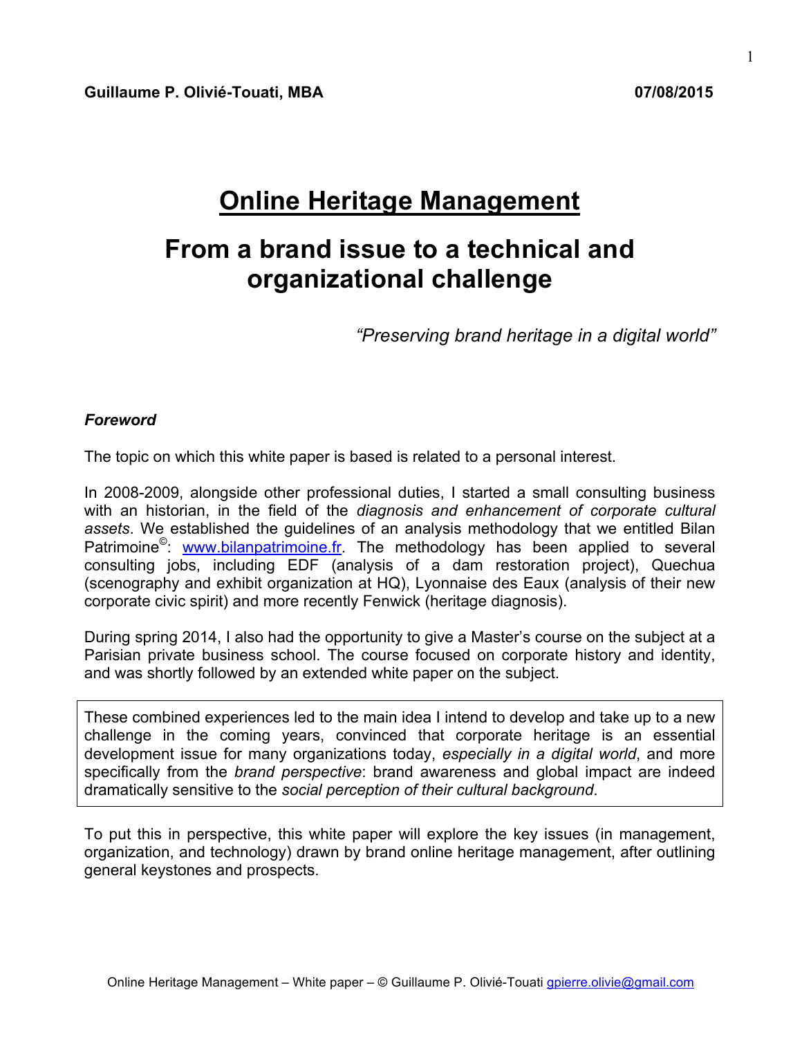**Guillaume P. Olivié-Touati, MBA** **07/08/2015**

# Online Heritage Management

# From a brand issue to a technical and organizational challenge

*"Preserving brand heritage in a digital world"*

***Foreword***

The topic on which this white paper is based is related to a personal interest.

In 2008-2009, alongside other professional duties, I started a small consulting business with an historian, in the field of the *diagnosis and enhancement of corporate cultural assets*. We established the guidelines of an analysis methodology that we entitled Bilan Patrimoine©: www.bilanpatrimoine.fr. The methodology has been applied to several consulting jobs, including EDF (analysis of a dam restoration project), Quechua (scenography and exhibit organization at HQ), Lyonnaise des Eaux (analysis of their new corporate civic spirit) and more recently Fenwick (heritage diagnosis).

During spring 2014, I also had the opportunity to give a Master's course on the subject at a Parisian private business school. The course focused on corporate history and identity, and was shortly followed by an extended white paper on the subject.

> These combined experiences led to the main idea I intend to develop and take up to a new challenge in the coming years, convinced that corporate heritage is an essential development issue for many organizations today, *especially in a digital world*, and more specifically from the *brand perspective*: brand awareness and global impact are indeed dramatically sensitive to the *social perception of their cultural background*.

To put this in perspective, this white paper will explore the key issues (in management, organization, and technology) drawn by brand online heritage management, after outlining general keystones and prospects.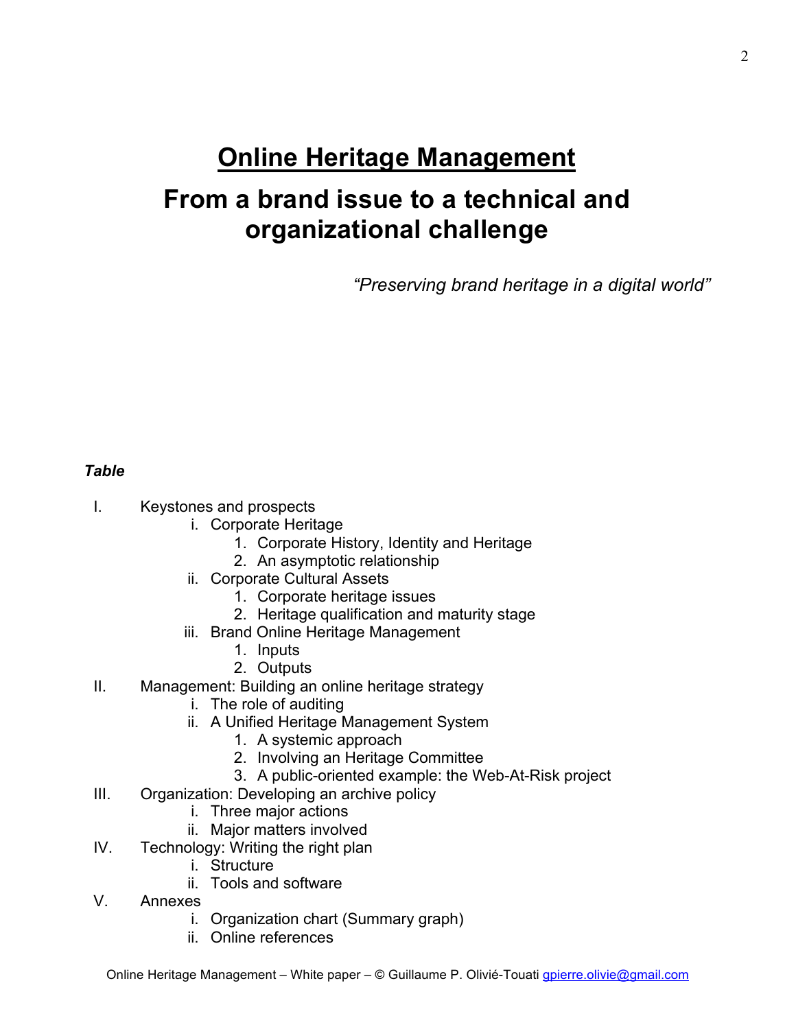# <u>Online Heritage Management</u>

# From a brand issue to a technical and organizational challenge

*"Preserving brand heritage in a digital world"*

***Table***

- I. Keystones and prospects
  - i. Corporate Heritage
    1. Corporate History, Identity and Heritage
    2. An asymptotic relationship
  - ii. Corporate Cultural Assets
    1. Corporate heritage issues
    2. Heritage qualification and maturity stage
  - iii. Brand Online Heritage Management
    1. Inputs
    2. Outputs
- II. Management: Building an online heritage strategy
  - i. The role of auditing
  - ii. A Unified Heritage Management System
    1. A systemic approach
    2. Involving an Heritage Committee
    3. A public-oriented example: the Web-At-Risk project
- III. Organization: Developing an archive policy
  - i. Three major actions
  - ii. Major matters involved
- IV. Technology: Writing the right plan
  - i. Structure
  - ii. Tools and software
- V. Annexes
  - i. Organization chart (Summary graph)
  - ii. Online references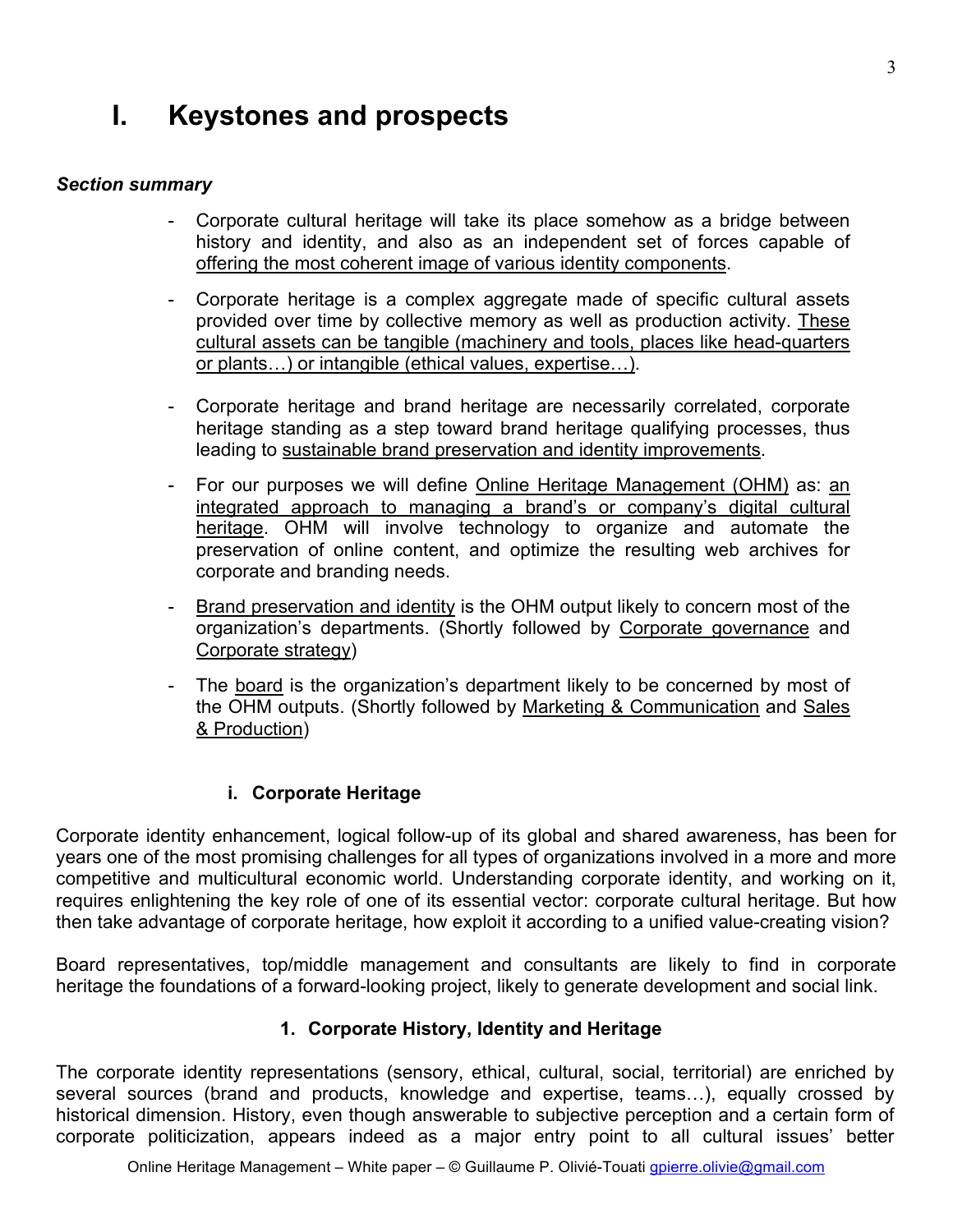# I. Keystones and prospects

***Section summary***

- Corporate cultural heritage will take its place somehow as a bridge between history and identity, and also as an independent set of forces capable of <u>offering the most coherent image of various identity components</u>.

- Corporate heritage is a complex aggregate made of specific cultural assets provided over time by collective memory as well as production activity. <u>These cultural assets can be tangible (machinery and tools, places like head-quarters or plants…) or intangible (ethical values, expertise…)</u>.

- Corporate heritage and brand heritage are necessarily correlated, corporate heritage standing as a step toward brand heritage qualifying processes, thus leading to <u>sustainable brand preservation and identity improvements</u>.

- For our purposes we will define <u>Online Heritage Management (OHM)</u> as: <u>an integrated approach to managing a brand's or company's digital cultural heritage</u>. OHM will involve technology to organize and automate the preservation of online content, and optimize the resulting web archives for corporate and branding needs.

- <u>Brand preservation and identity</u> is the OHM output likely to concern most of the organization's departments. (Shortly followed by <u>Corporate governance</u> and <u>Corporate strategy</u>)

- The <u>board</u> is the organization's department likely to be concerned by most of the OHM outputs. (Shortly followed by <u>Marketing & Communication</u> and <u>Sales & Production</u>)

## i. Corporate Heritage

Corporate identity enhancement, logical follow-up of its global and shared awareness, has been for years one of the most promising challenges for all types of organizations involved in a more and more competitive and multicultural economic world. Understanding corporate identity, and working on it, requires enlightening the key role of one of its essential vector: corporate cultural heritage. But how then take advantage of corporate heritage, how exploit it according to a unified value-creating vision?

Board representatives, top/middle management and consultants are likely to find in corporate heritage the foundations of a forward-looking project, likely to generate development and social link.

### 1. Corporate History, Identity and Heritage

The corporate identity representations (sensory, ethical, cultural, social, territorial) are enriched by several sources (brand and products, knowledge and expertise, teams…), equally crossed by historical dimension. History, even though answerable to subjective perception and a certain form of corporate politicization, appears indeed as a major entry point to all cultural issues' better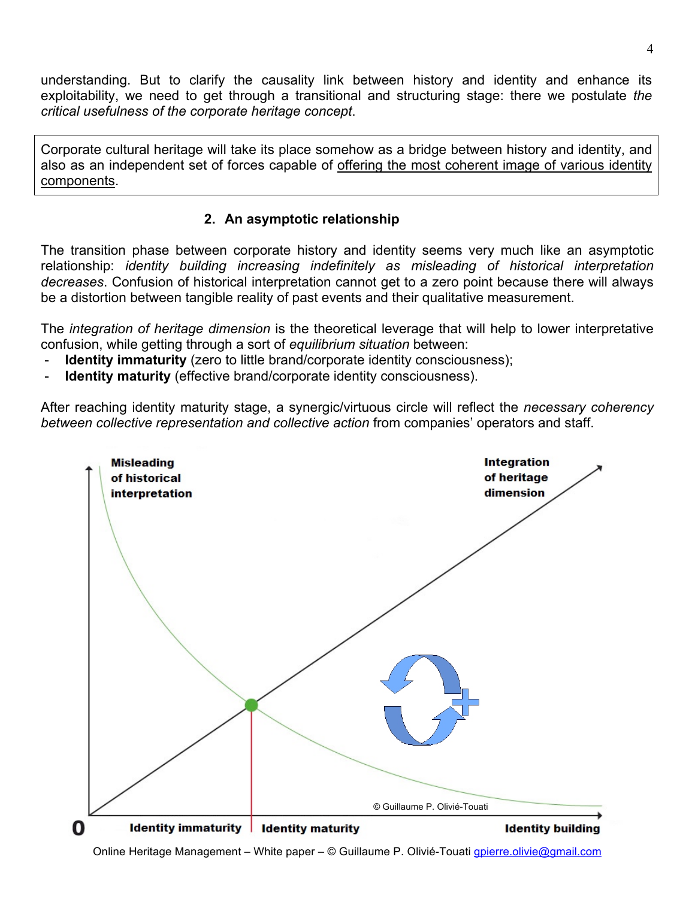understanding. But to clarify the causality link between history and identity and enhance its exploitability, we need to get through a transitional and structuring stage: there we postulate *the critical usefulness of the corporate heritage concept*.

> Corporate cultural heritage will take its place somehow as a bridge between history and identity, and also as an independent set of forces capable of <u>offering the most coherent image of various identity components</u>.

## 2. An asymptotic relationship

The transition phase between corporate history and identity seems very much like an asymptotic relationship: *identity building increasing indefinitely as misleading of historical interpretation decreases*. Confusion of historical interpretation cannot get to a zero point because there will always be a distortion between tangible reality of past events and their qualitative measurement.

The *integration of heritage dimension* is the theoretical leverage that will help to lower interpretative confusion, while getting through a sort of *equilibrium situation* between:

- **Identity immaturity** (zero to little brand/corporate identity consciousness);
- **Identity maturity** (effective brand/corporate identity consciousness).

After reaching identity maturity stage, a synergic/virtuous circle will reflect the *necessary coherency between collective representation and collective action* from companies' operators and staff.

**Misleading of historical interpretation** | **Integration of heritage dimension**

**0** | **Identity immaturity** | **Identity maturity** | **Identity building**

© Guillaume P. Olivié-Touati

Online Heritage Management – White paper – © Guillaume P. Olivié-Touati gpierre.olivie@gmail.com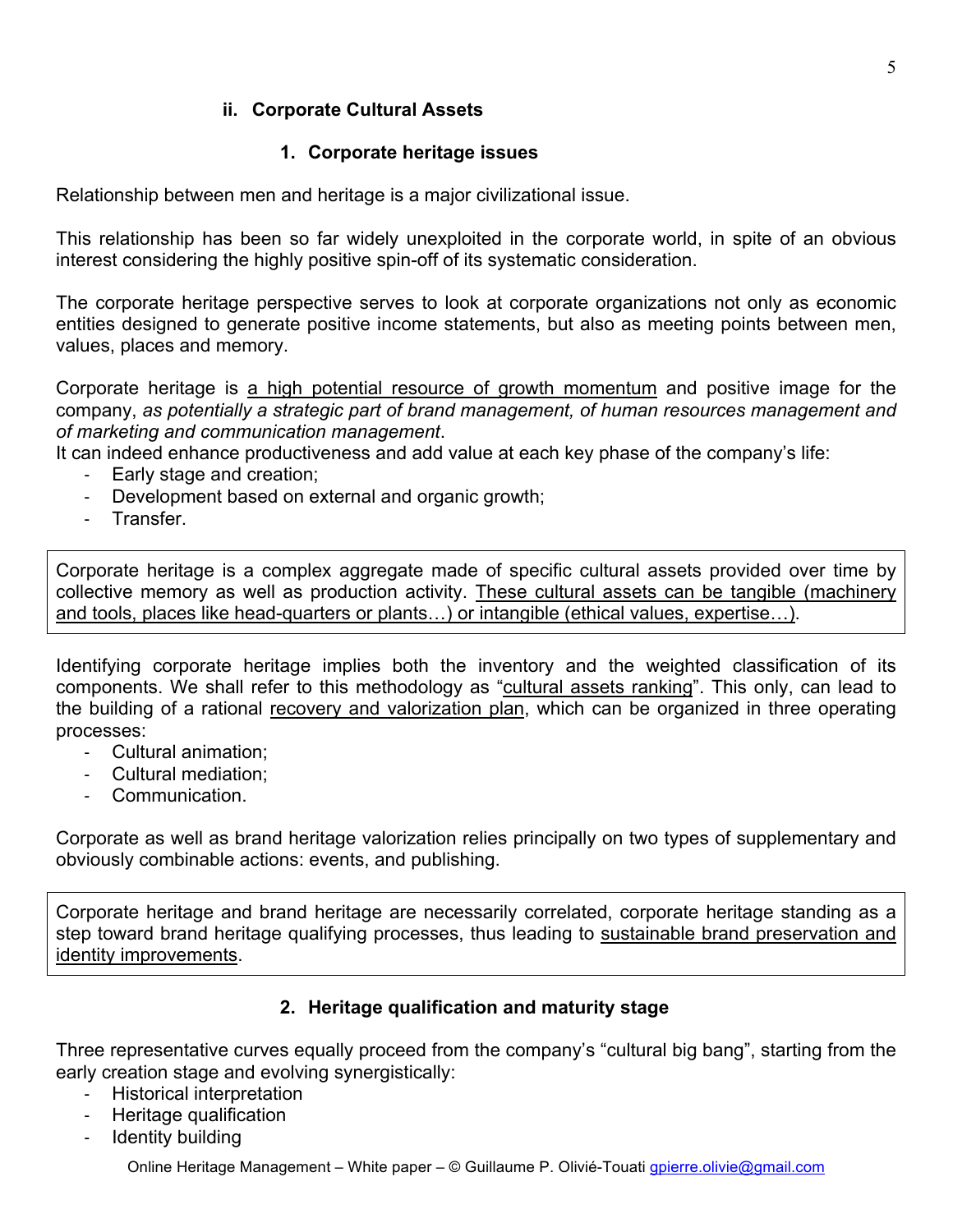### ii. Corporate Cultural Assets

#### 1. Corporate heritage issues

Relationship between men and heritage is a major civilizational issue.

This relationship has been so far widely unexploited in the corporate world, in spite of an obvious interest considering the highly positive spin-off of its systematic consideration.

The corporate heritage perspective serves to look at corporate organizations not only as economic entities designed to generate positive income statements, but also as meeting points between men, values, places and memory.

Corporate heritage is a high potential resource of growth momentum and positive image for the company, *as potentially a strategic part of brand management, of human resources management and of marketing and communication management*.
It can indeed enhance productiveness and add value at each key phase of the company's life:

- Early stage and creation;
- Development based on external and organic growth;
- Transfer.

> Corporate heritage is a complex aggregate made of specific cultural assets provided over time by collective memory as well as production activity. These cultural assets can be tangible (machinery and tools, places like head-quarters or plants…) or intangible (ethical values, expertise…).

Identifying corporate heritage implies both the inventory and the weighted classification of its components. We shall refer to this methodology as "cultural assets ranking". This only, can lead to the building of a rational recovery and valorization plan, which can be organized in three operating processes:

- Cultural animation;
- Cultural mediation;
- Communication.

Corporate as well as brand heritage valorization relies principally on two types of supplementary and obviously combinable actions: events, and publishing.

> Corporate heritage and brand heritage are necessarily correlated, corporate heritage standing as a step toward brand heritage qualifying processes, thus leading to sustainable brand preservation and identity improvements.

#### 2. Heritage qualification and maturity stage

Three representative curves equally proceed from the company's "cultural big bang", starting from the early creation stage and evolving synergistically:

- Historical interpretation
- Heritage qualification
- Identity building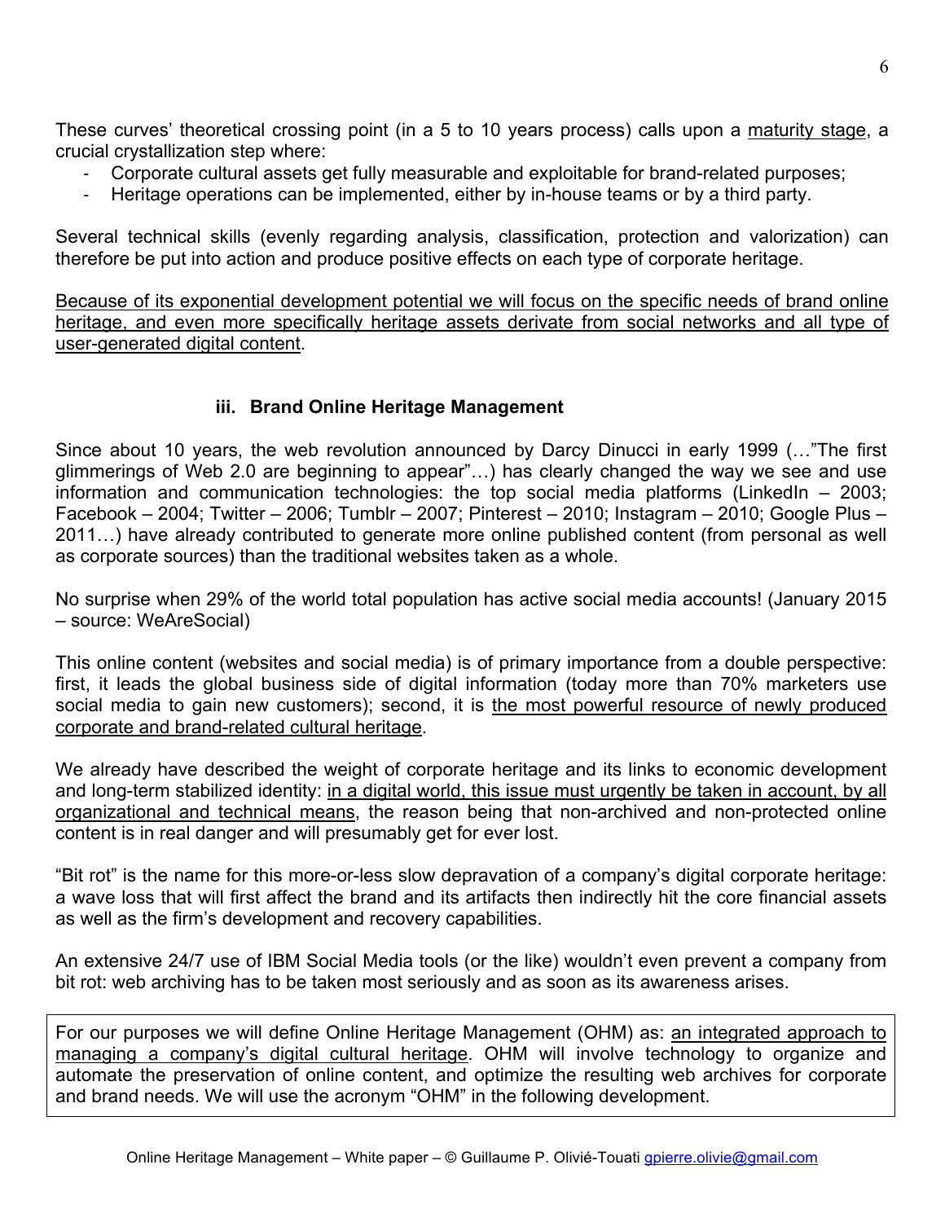These curves' theoretical crossing point (in a 5 to 10 years process) calls upon a <u>maturity stage</u>, a crucial crystallization step where:

- Corporate cultural assets get fully measurable and exploitable for brand-related purposes;
- Heritage operations can be implemented, either by in-house teams or by a third party.

Several technical skills (evenly regarding analysis, classification, protection and valorization) can therefore be put into action and produce positive effects on each type of corporate heritage.

<u>Because of its exponential development potential we will focus on the specific needs of brand online heritage, and even more specifically heritage assets derivate from social networks and all type of user-generated digital content</u>.

### iii. Brand Online Heritage Management

Since about 10 years, the web revolution announced by Darcy Dinucci in early 1999 (…"The first glimmerings of Web 2.0 are beginning to appear"…) has clearly changed the way we see and use information and communication technologies: the top social media platforms (LinkedIn – 2003; Facebook – 2004; Twitter – 2006; Tumblr – 2007; Pinterest – 2010; Instagram – 2010; Google Plus – 2011…) have already contributed to generate more online published content (from personal as well as corporate sources) than the traditional websites taken as a whole.

No surprise when 29% of the world total population has active social media accounts! (January 2015 – source: WeAreSocial)

This online content (websites and social media) is of primary importance from a double perspective: first, it leads the global business side of digital information (today more than 70% marketers use social media to gain new customers); second, it is <u>the most powerful resource of newly produced corporate and brand-related cultural heritage</u>.

We already have described the weight of corporate heritage and its links to economic development and long-term stabilized identity: <u>in a digital world, this issue must urgently be taken in account, by all organizational and technical means</u>, the reason being that non-archived and non-protected online content is in real danger and will presumably get for ever lost.

"Bit rot" is the name for this more-or-less slow depravation of a company's digital corporate heritage: a wave loss that will first affect the brand and its artifacts then indirectly hit the core financial assets as well as the firm's development and recovery capabilities.

An extensive 24/7 use of IBM Social Media tools (or the like) wouldn't even prevent a company from bit rot: web archiving has to be taken most seriously and as soon as its awareness arises.

For our purposes we will define Online Heritage Management (OHM) as: <u>an integrated approach to managing a company's digital cultural heritage</u>. OHM will involve technology to organize and automate the preservation of online content, and optimize the resulting web archives for corporate and brand needs. We will use the acronym "OHM" in the following development.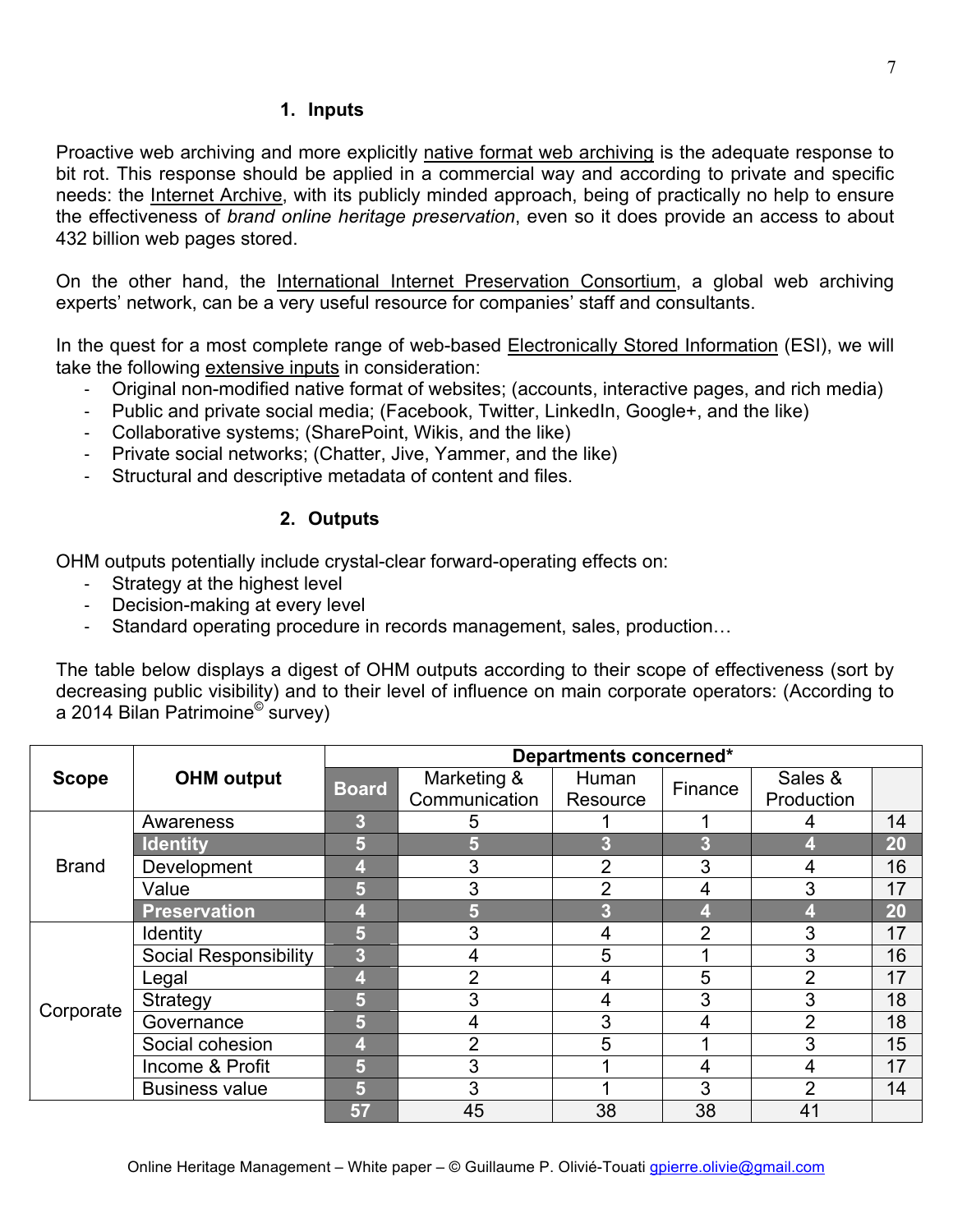## 1. Inputs

Proactive web archiving and more explicitly native format web archiving is the adequate response to bit rot. This response should be applied in a commercial way and according to private and specific needs: the Internet Archive, with its publicly minded approach, being of practically no help to ensure the effectiveness of *brand online heritage preservation*, even so it does provide an access to about 432 billion web pages stored.

On the other hand, the International Internet Preservation Consortium, a global web archiving experts' network, can be a very useful resource for companies' staff and consultants.

In the quest for a most complete range of web-based Electronically Stored Information (ESI), we will take the following extensive inputs in consideration:

- Original non-modified native format of websites; (accounts, interactive pages, and rich media)
- Public and private social media; (Facebook, Twitter, LinkedIn, Google+, and the like)
- Collaborative systems; (SharePoint, Wikis, and the like)
- Private social networks; (Chatter, Jive, Yammer, and the like)
- Structural and descriptive metadata of content and files.

## 2. Outputs

OHM outputs potentially include crystal-clear forward-operating effects on:

- Strategy at the highest level
- Decision-making at every level
- Standard operating procedure in records management, sales, production…

The table below displays a digest of OHM outputs according to their scope of effectiveness (sort by decreasing public visibility) and to their level of influence on main corporate operators: (According to a 2014 Bilan Patrimoine© survey)

| Scope | OHM output | Departments concerned* | | | | | |
|---|---|---|---|---|---|---|---|
| | | Board | Marketing & Communication | Human Resource | Finance | Sales & Production | |
| Brand | Awareness | 3 | 5 | 1 | 1 | 4 | 14 |
| | **Identity** | **5** | **5** | **3** | **3** | **4** | **20** |
| | Development | 4 | 3 | 2 | 3 | 4 | 16 |
| | Value | 5 | 3 | 2 | 4 | 3 | 17 |
| | **Preservation** | **4** | **5** | **3** | **4** | **4** | **20** |
| Corporate | Identity | 5 | 3 | 4 | 2 | 3 | 17 |
| | Social Responsibility | 3 | 4 | 5 | 1 | 3 | 16 |
| | Legal | 4 | 2 | 4 | 5 | 2 | 17 |
| | Strategy | 5 | 3 | 4 | 3 | 3 | 18 |
| | Governance | 5 | 4 | 3 | 4 | 2 | 18 |
| | Social cohesion | 4 | 2 | 5 | 1 | 3 | 15 |
| | Income & Profit | 5 | 3 | 1 | 4 | 4 | 17 |
| | Business value | 5 | 3 | 1 | 3 | 2 | 14 |
| | | 57 | 45 | 38 | 38 | 41 | |

Online Heritage Management – White paper – © Guillaume P. Olivié-Touati gpierre.olivie@gmail.com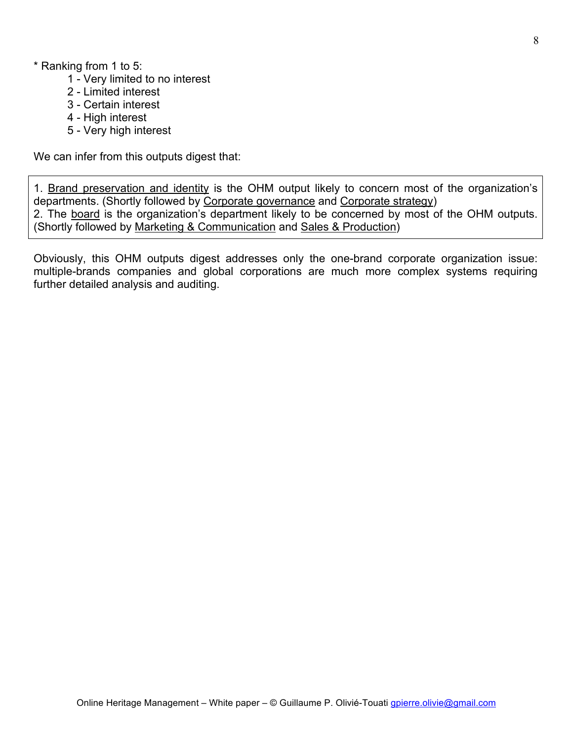* Ranking from 1 to 5:

  1 - Very limited to no interest
  2 - Limited interest
  3 - Certain interest
  4 - High interest
  5 - Very high interest

We can infer from this outputs digest that:

> 1. <u>Brand preservation and identity</u> is the OHM output likely to concern most of the organization's departments. (Shortly followed by <u>Corporate governance</u> and <u>Corporate strategy</u>)
> 2. The <u>board</u> is the organization's department likely to be concerned by most of the OHM outputs. (Shortly followed by <u>Marketing & Communication</u> and <u>Sales & Production</u>)

Obviously, this OHM outputs digest addresses only the one-brand corporate organization issue: multiple-brands companies and global corporations are much more complex systems requiring further detailed analysis and auditing.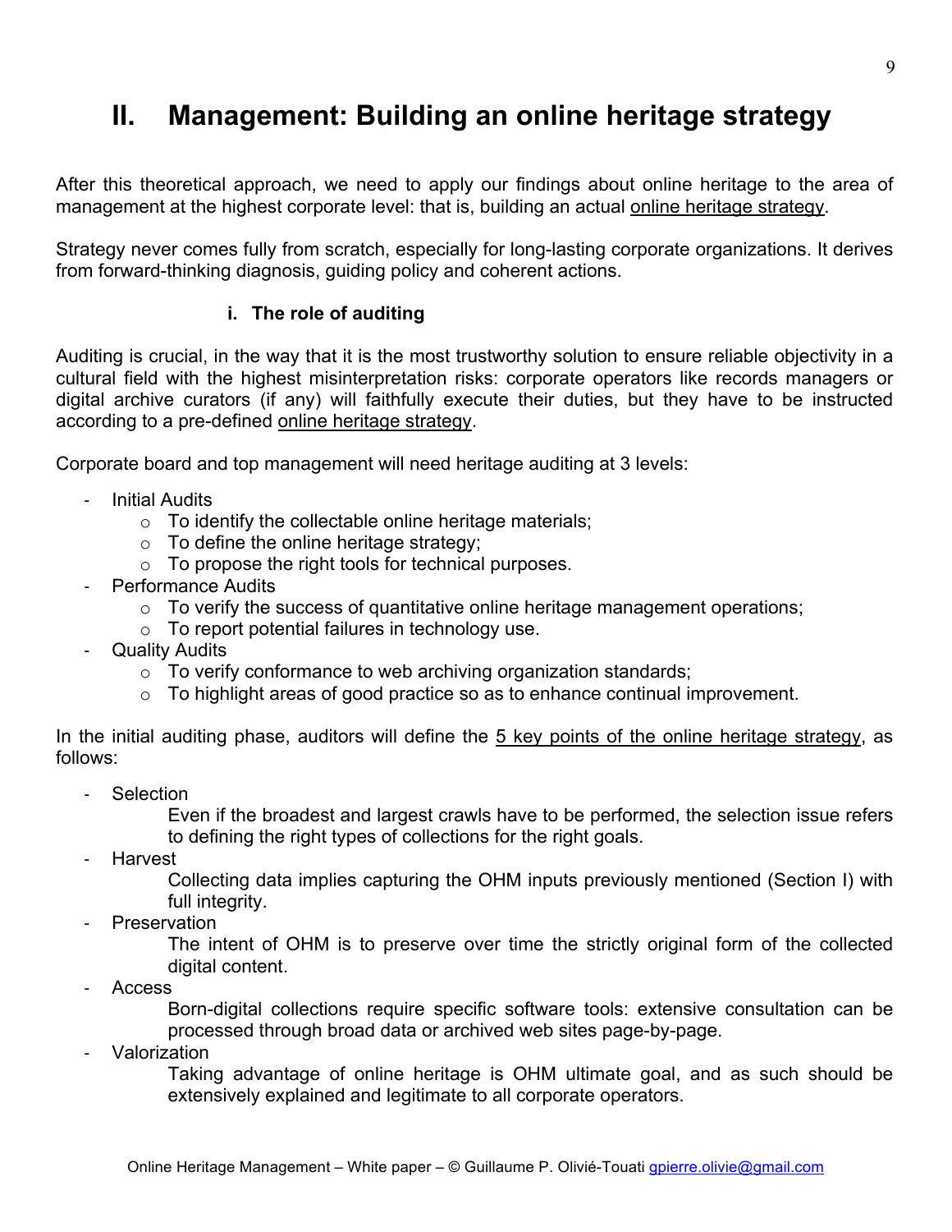# II. Management: Building an online heritage strategy

After this theoretical approach, we need to apply our findings about online heritage to the area of management at the highest corporate level: that is, building an actual online heritage strategy.

Strategy never comes fully from scratch, especially for long-lasting corporate organizations. It derives from forward-thinking diagnosis, guiding policy and coherent actions.

### i. The role of auditing

Auditing is crucial, in the way that it is the most trustworthy solution to ensure reliable objectivity in a cultural field with the highest misinterpretation risks: corporate operators like records managers or digital archive curators (if any) will faithfully execute their duties, but they have to be instructed according to a pre-defined online heritage strategy.

Corporate board and top management will need heritage auditing at 3 levels:

- Initial Audits
  - To identify the collectable online heritage materials;
  - To define the online heritage strategy;
  - To propose the right tools for technical purposes.
- Performance Audits
  - To verify the success of quantitative online heritage management operations;
  - To report potential failures in technology use.
- Quality Audits
  - To verify conformance to web archiving organization standards;
  - To highlight areas of good practice so as to enhance continual improvement.

In the initial auditing phase, auditors will define the 5 key points of the online heritage strategy, as follows:

- Selection

  Even if the broadest and largest crawls have to be performed, the selection issue refers to defining the right types of collections for the right goals.
- Harvest

  Collecting data implies capturing the OHM inputs previously mentioned (Section I) with full integrity.
- Preservation

  The intent of OHM is to preserve over time the strictly original form of the collected digital content.
- Access

  Born-digital collections require specific software tools: extensive consultation can be processed through broad data or archived web sites page-by-page.
- Valorization

  Taking advantage of online heritage is OHM ultimate goal, and as such should be extensively explained and legitimate to all corporate operators.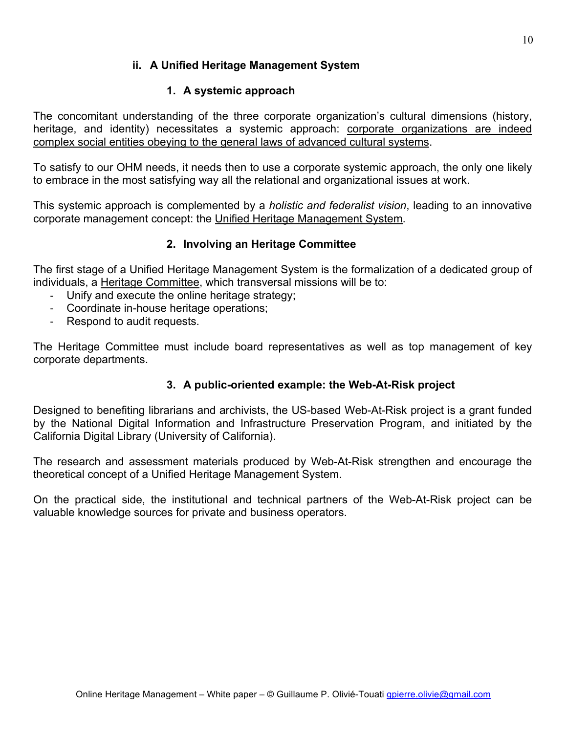## ii. A Unified Heritage Management System

### 1. A systemic approach

The concomitant understanding of the three corporate organization's cultural dimensions (history, heritage, and identity) necessitates a systemic approach: corporate organizations are indeed complex social entities obeying to the general laws of advanced cultural systems.

To satisfy to our OHM needs, it needs then to use a corporate systemic approach, the only one likely to embrace in the most satisfying way all the relational and organizational issues at work.

This systemic approach is complemented by a *holistic and federalist vision*, leading to an innovative corporate management concept: the Unified Heritage Management System.

### 2. Involving an Heritage Committee

The first stage of a Unified Heritage Management System is the formalization of a dedicated group of individuals, a Heritage Committee, which transversal missions will be to:

- Unify and execute the online heritage strategy;
- Coordinate in-house heritage operations;
- Respond to audit requests.

The Heritage Committee must include board representatives as well as top management of key corporate departments.

### 3. A public-oriented example: the Web-At-Risk project

Designed to benefiting librarians and archivists, the US-based Web-At-Risk project is a grant funded by the National Digital Information and Infrastructure Preservation Program, and initiated by the California Digital Library (University of California).

The research and assessment materials produced by Web-At-Risk strengthen and encourage the theoretical concept of a Unified Heritage Management System.

On the practical side, the institutional and technical partners of the Web-At-Risk project can be valuable knowledge sources for private and business operators.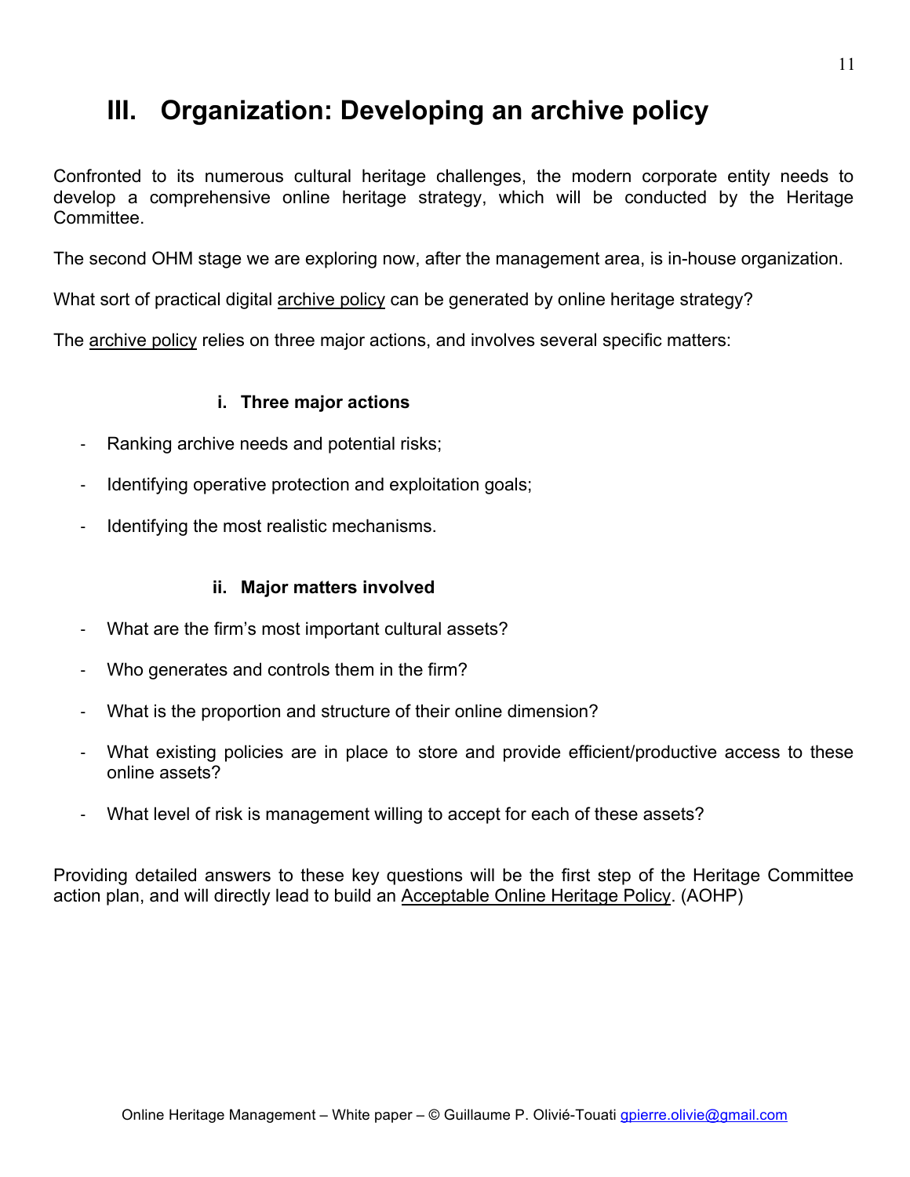# III. Organization: Developing an archive policy

Confronted to its numerous cultural heritage challenges, the modern corporate entity needs to develop a comprehensive online heritage strategy, which will be conducted by the Heritage Committee.

The second OHM stage we are exploring now, after the management area, is in-house organization.

What sort of practical digital archive policy can be generated by online heritage strategy?

The archive policy relies on three major actions, and involves several specific matters:

### i. Three major actions

- Ranking archive needs and potential risks;
- Identifying operative protection and exploitation goals;
- Identifying the most realistic mechanisms.

### ii. Major matters involved

- What are the firm's most important cultural assets?
- Who generates and controls them in the firm?
- What is the proportion and structure of their online dimension?
- What existing policies are in place to store and provide efficient/productive access to these online assets?
- What level of risk is management willing to accept for each of these assets?

Providing detailed answers to these key questions will be the first step of the Heritage Committee action plan, and will directly lead to build an Acceptable Online Heritage Policy. (AOHP)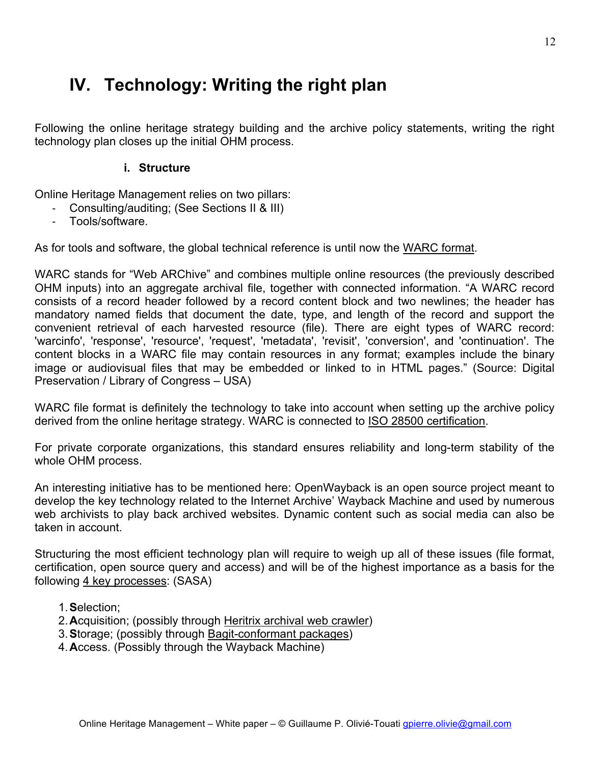# IV. Technology: Writing the right plan

Following the online heritage strategy building and the archive policy statements, writing the right technology plan closes up the initial OHM process.

### i. Structure

Online Heritage Management relies on two pillars:

- Consulting/auditing; (See Sections II & III)
- Tools/software.

As for tools and software, the global technical reference is until now the WARC format.

WARC stands for "Web ARChive" and combines multiple online resources (the previously described OHM inputs) into an aggregate archival file, together with connected information. "A WARC record consists of a record header followed by a record content block and two newlines; the header has mandatory named fields that document the date, type, and length of the record and support the convenient retrieval of each harvested resource (file). There are eight types of WARC record: 'warcinfo', 'response', 'resource', 'request', 'metadata', 'revisit', 'conversion', and 'continuation'. The content blocks in a WARC file may contain resources in any format; examples include the binary image or audiovisual files that may be embedded or linked to in HTML pages." (Source: Digital Preservation / Library of Congress – USA)

WARC file format is definitely the technology to take into account when setting up the archive policy derived from the online heritage strategy. WARC is connected to ISO 28500 certification.

For private corporate organizations, this standard ensures reliability and long-term stability of the whole OHM process.

An interesting initiative has to be mentioned here: OpenWayback is an open source project meant to develop the key technology related to the Internet Archive' Wayback Machine and used by numerous web archivists to play back archived websites. Dynamic content such as social media can also be taken in account.

Structuring the most efficient technology plan will require to weigh up all of these issues (file format, certification, open source query and access) and will be of the highest importance as a basis for the following 4 key processes: (SASA)

1. **S**election;
2. **A**cquisition; (possibly through Heritrix archival web crawler)
3. **S**torage; (possibly through Bagit-conformant packages)
4. **A**ccess. (Possibly through the Wayback Machine)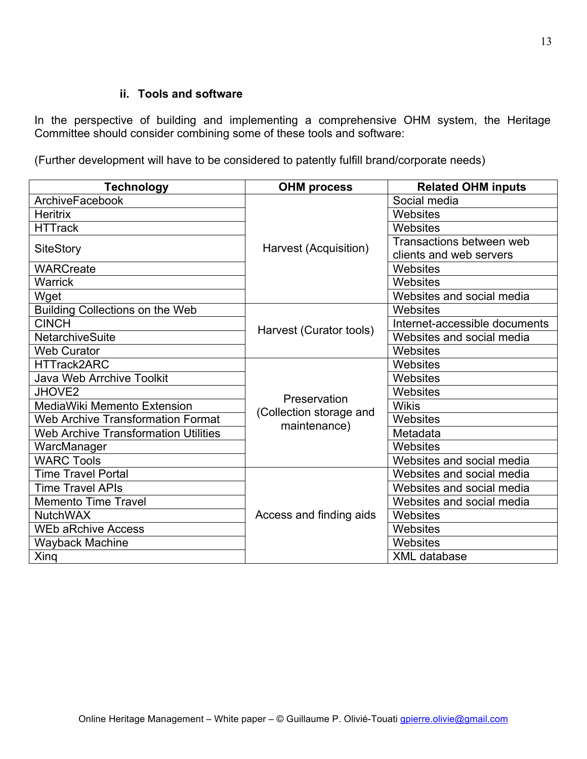### ii. Tools and software

In the perspective of building and implementing a comprehensive OHM system, the Heritage Committee should consider combining some of these tools and software:

(Further development will have to be considered to patently fulfill brand/corporate needs)

| Technology | OHM process | Related OHM inputs |
|---|---|---|
| ArchiveFacebook | Harvest (Acquisition) | Social media |
| Heritrix | | Websites |
| HTTrack | | Websites |
| SiteStory | | Transactions between web clients and web servers |
| WARCreate | | Websites |
| Warrick | | Websites |
| Wget | | Websites and social media |
| Building Collections on the Web | Harvest (Curator tools) | Websites |
| CINCH | | Internet-accessible documents |
| NetarchiveSuite | | Websites and social media |
| Web Curator | | Websites |
| HTTrack2ARC | Preservation (Collection storage and maintenance) | Websites |
| Java Web Arrchive Toolkit | | Websites |
| JHOVE2 | | Websites |
| MediaWiki Memento Extension | | Wikis |
| Web Archive Transformation Format | | Websites |
| Web Archive Transformation Utilities | | Metadata |
| WarcManager | | Websites |
| WARC Tools | | Websites and social media |
| Time Travel Portal | Access and finding aids | Websites and social media |
| Time Travel APIs | | Websites and social media |
| Memento Time Travel | | Websites and social media |
| NutchWAX | | Websites |
| WEb aRchive Access | | Websites |
| Wayback Machine | | Websites |
| Xinq | | XML database |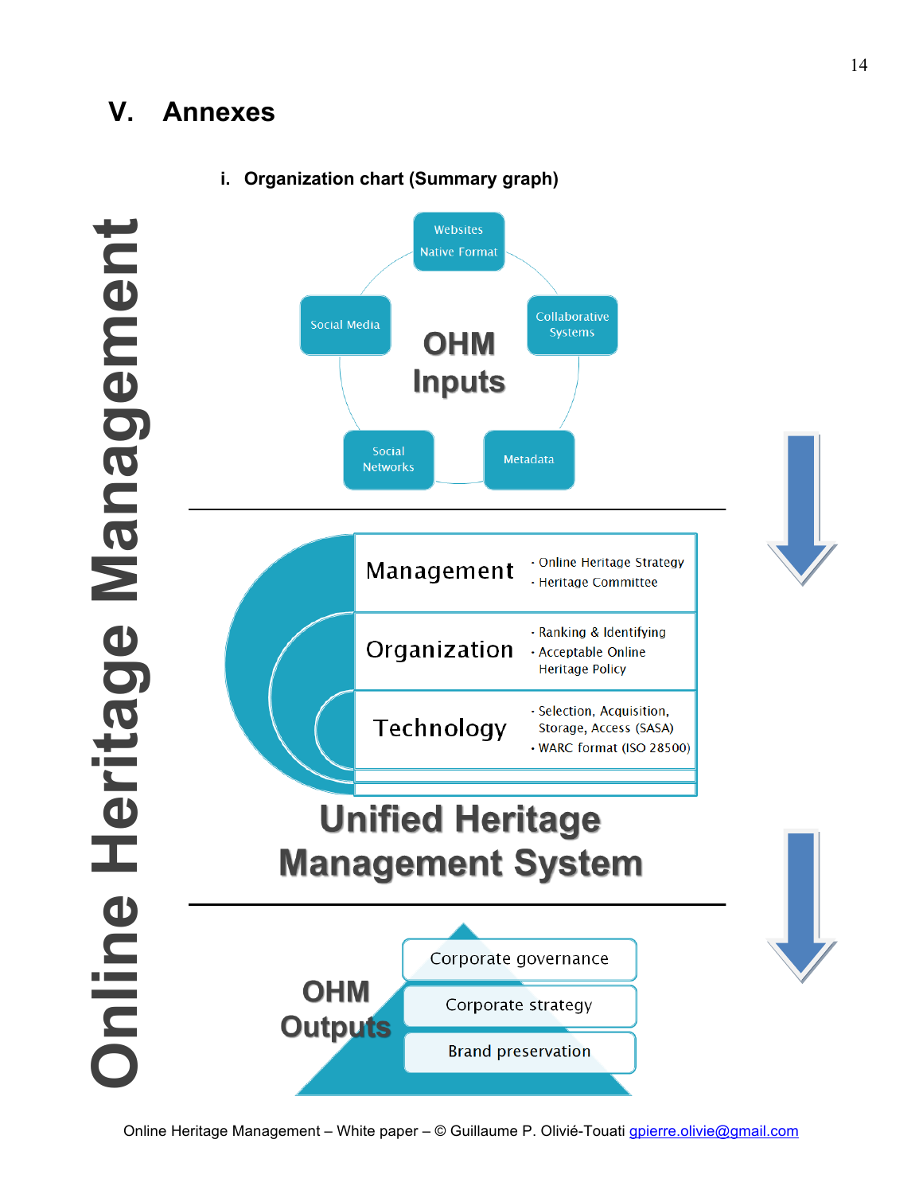# V. Annexes

### i. Organization chart (Summary graph)

Online Heritage Management

**OHM Inputs**

- Websites Native Format
- Collaborative Systems
- Metadata
- Social Networks
- Social Media

---

**Unified Heritage Management System**

| | |
|---|---|
| Management | · Online Heritage Strategy<br>· Heritage Committee |
| Organization | · Ranking & Identifying<br>· Acceptable Online Heritage Policy |
| Technology | · Selection, Acquisition, Storage, Access (SASA)<br>· WARC format (ISO 28500) |

---

**OHM Outputs**

- Corporate governance
- Corporate strategy
- Brand preservation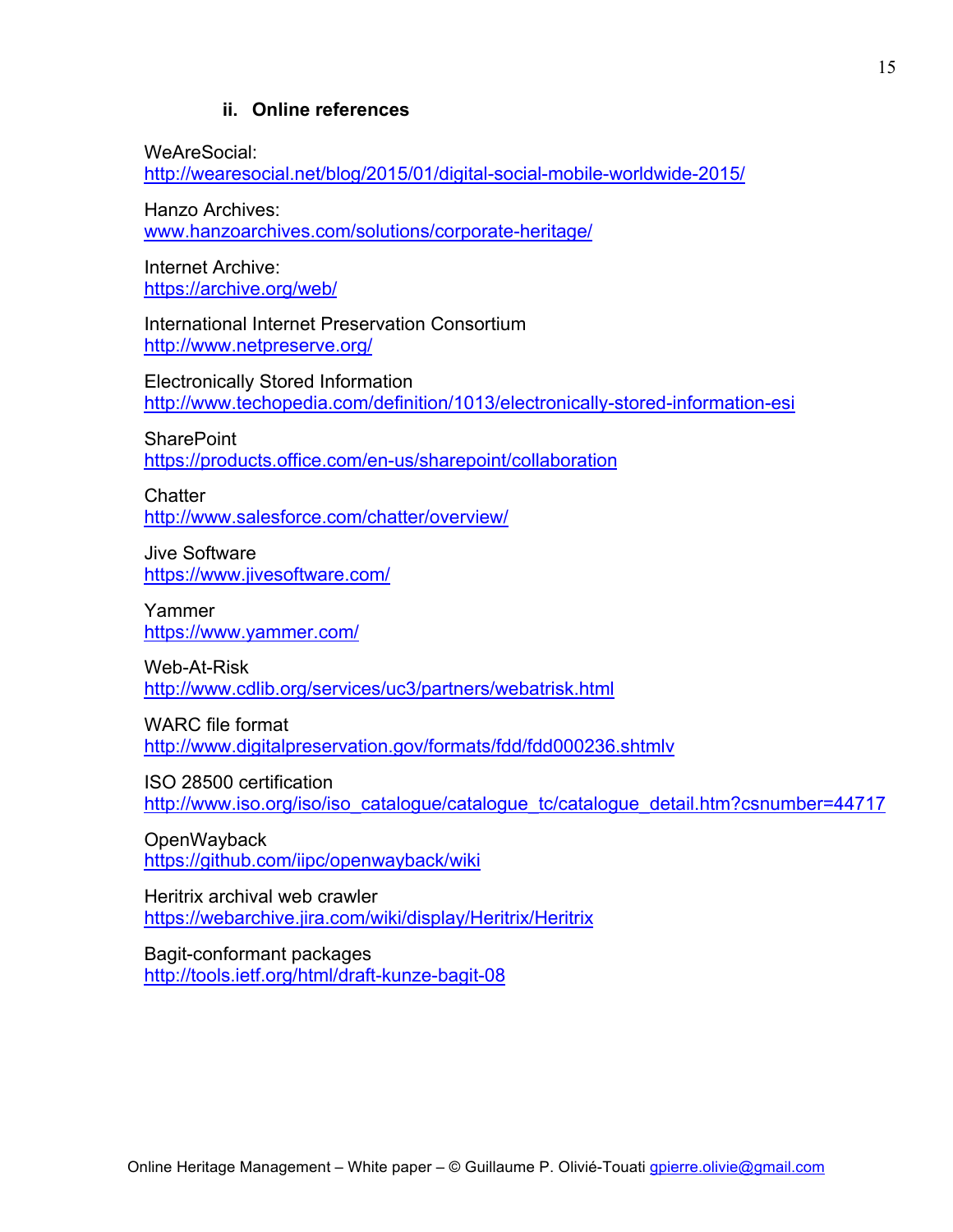### ii. Online references

WeAreSocial:
http://wearesocial.net/blog/2015/01/digital-social-mobile-worldwide-2015/

Hanzo Archives:
www.hanzoarchives.com/solutions/corporate-heritage/

Internet Archive:
https://archive.org/web/

International Internet Preservation Consortium
http://www.netpreserve.org/

Electronically Stored Information
http://www.techopedia.com/definition/1013/electronically-stored-information-esi

SharePoint
https://products.office.com/en-us/sharepoint/collaboration

Chatter
http://www.salesforce.com/chatter/overview/

Jive Software
https://www.jivesoftware.com/

Yammer
https://www.yammer.com/

Web-At-Risk
http://www.cdlib.org/services/uc3/partners/webatrisk.html

WARC file format
http://www.digitalpreservation.gov/formats/fdd/fdd000236.shtmlv

ISO 28500 certification
http://www.iso.org/iso/iso_catalogue/catalogue_tc/catalogue_detail.htm?csnumber=44717

OpenWayback
https://github.com/iipc/openwayback/wiki

Heritrix archival web crawler
https://webarchive.jira.com/wiki/display/Heritrix/Heritrix

Bagit-conformant packages
http://tools.ietf.org/html/draft-kunze-bagit-08